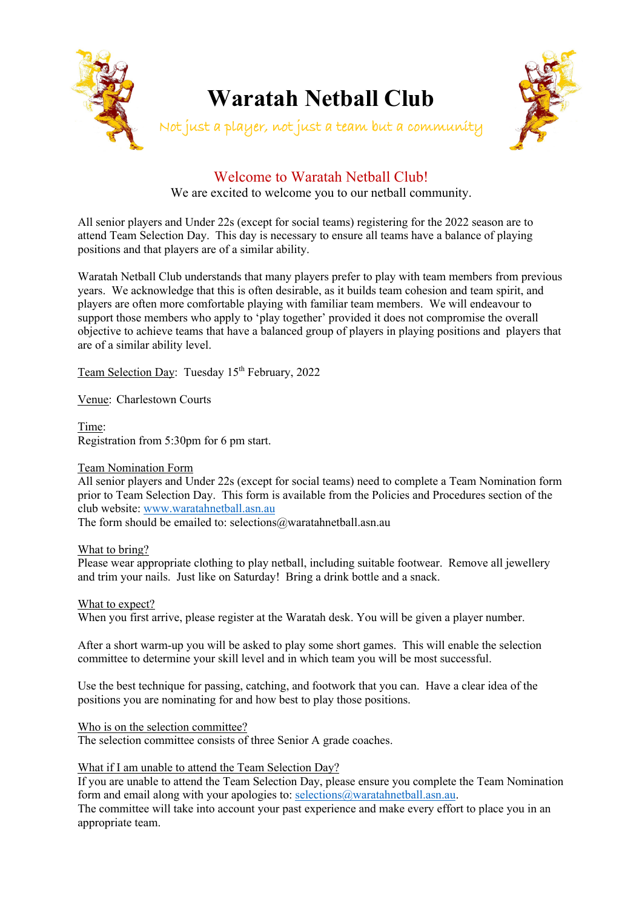# Waratah Netball Club

*Not just a player, not just a team but a community*

## Welcome to Waratah Netball Club!

We are excited to welcome you to our netball community.

All senior players and Under 22s (except for social teams) registering for the 2022 season are to attend Team Selection Day. This day is necessary to ensure all teams have a balance of playing positions and that players are of a similar ability.

Waratah Netball Club understands that many players prefer to play with team members from previous years. We acknowledge that this is often desirable, as it builds team cohesion and team spirit, and players are often more comfortable playing with familiar team members. We will endeavour to support those members who apply to 'play together' provided it does not compromise the overall objective to achieve teams that have a balanced group of players in playing positions and players that are of a similar ability level.

Team Selection Day: Tuesday 15th February, 2022

Venue: Charlestown Courts

Time:
Registration from 5:30pm for 6 pm start.

Team Nomination Form
All senior players and Under 22s (except for social teams) need to complete a Team Nomination form prior to Team Selection Day. This form is available from the Policies and Procedures section of the club website: www.waratahnetball.asn.au
The form should be emailed to: selections@waratahnetball.asn.au

What to bring?
Please wear appropriate clothing to play netball, including suitable footwear. Remove all jewellery and trim your nails. Just like on Saturday! Bring a drink bottle and a snack.

What to expect?
When you first arrive, please register at the Waratah desk. You will be given a player number.

After a short warm-up you will be asked to play some short games. This will enable the selection committee to determine your skill level and in which team you will be most successful.

Use the best technique for passing, catching, and footwork that you can. Have a clear idea of the positions you are nominating for and how best to play those positions.

Who is on the selection committee?
The selection committee consists of three Senior A grade coaches.

What if I am unable to attend the Team Selection Day?
If you are unable to attend the Team Selection Day, please ensure you complete the Team Nomination form and email along with your apologies to: selections@waratahnetball.asn.au.
The committee will take into account your past experience and make every effort to place you in an appropriate team.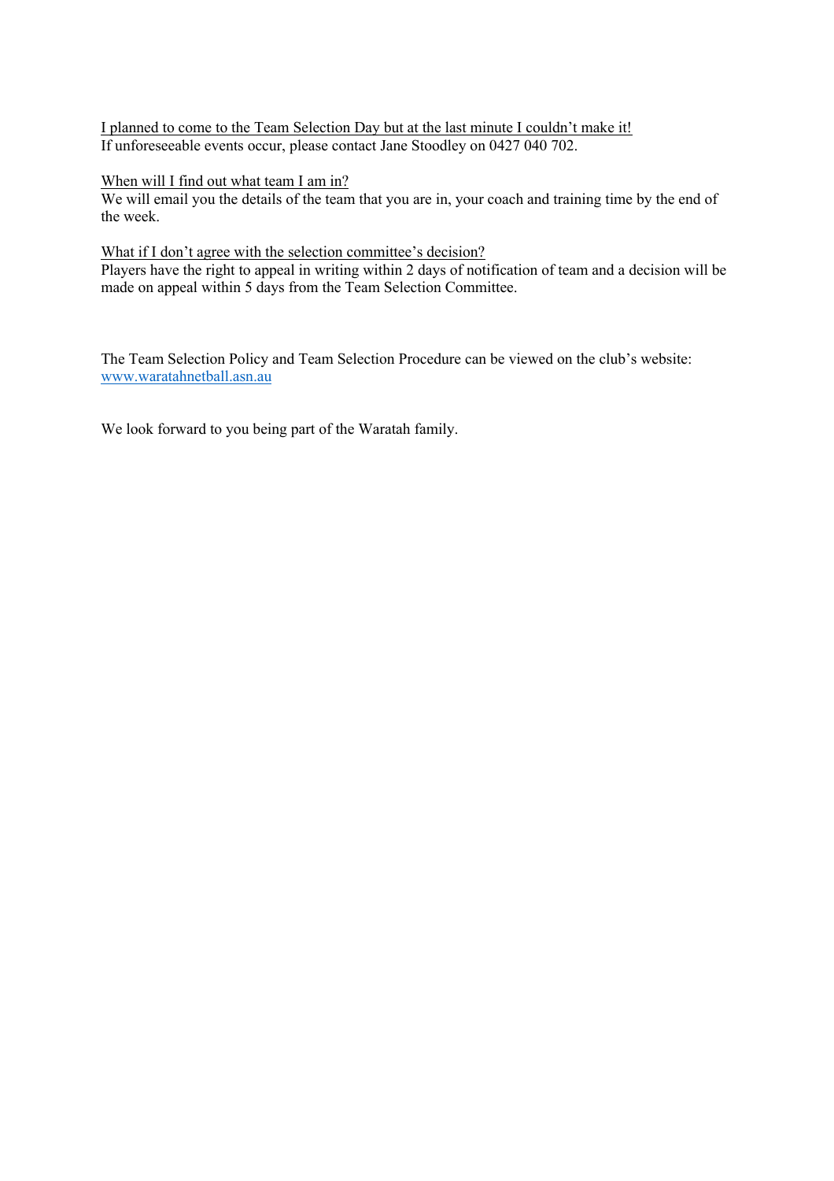<u>I planned to come to the Team Selection Day but at the last minute I couldn't make it!</u>
If unforeseeable events occur, please contact Jane Stoodley on 0427 040 702.

<u>When will I find out what team I am in?</u>
We will email you the details of the team that you are in, your coach and training time by the end of the week.

<u>What if I don't agree with the selection committee's decision?</u>
Players have the right to appeal in writing within 2 days of notification of team and a decision will be made on appeal within 5 days from the Team Selection Committee.

The Team Selection Policy and Team Selection Procedure can be viewed on the club's website: [www.waratahnetball.asn.au](http://www.waratahnetball.asn.au)

We look forward to you being part of the Waratah family.